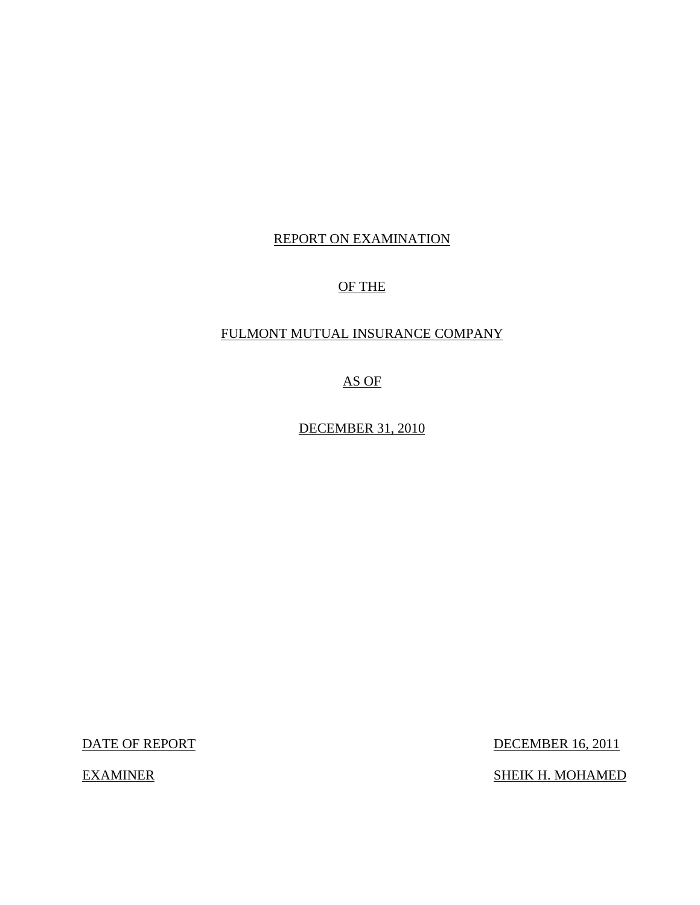# REPORT ON EXAMINATION

# OF THE

# FULMONT MUTUAL INSURANCE COMPANY

# AS OF

# DECEMBER 31, 2010

| | |
|---|---|
| DATE OF REPORT | DECEMBER 16, 2011 |
| EXAMINER | SHEIK H. MOHAMED |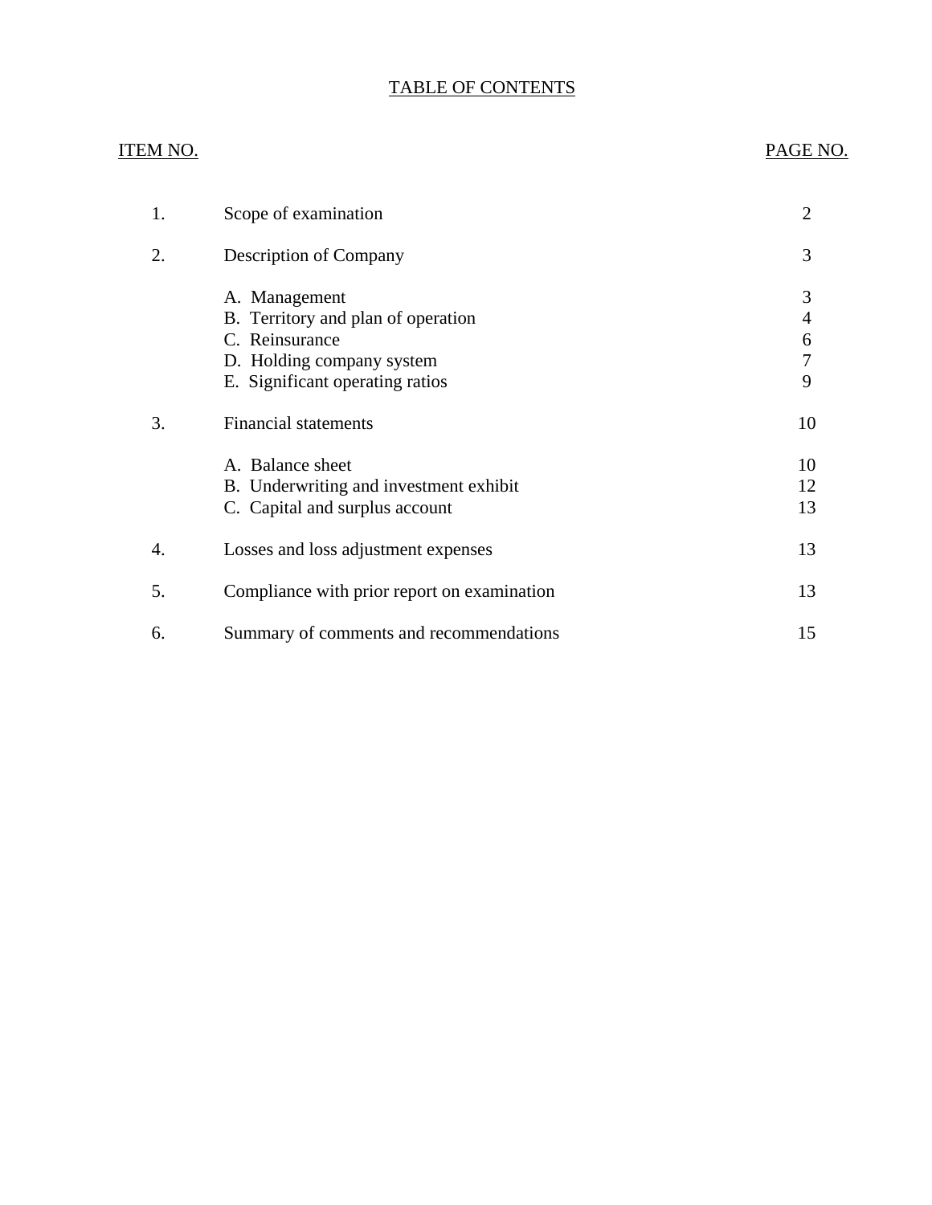# TABLE OF CONTENTS

| ITEM NO. | | PAGE NO. |
|---|---|---|
| 1. | Scope of examination | 2 |
| 2. | Description of Company | 3 |
| | A. Management | 3 |
| | B. Territory and plan of operation | 4 |
| | C. Reinsurance | 6 |
| | D. Holding company system | 7 |
| | E. Significant operating ratios | 9 |
| 3. | Financial statements | 10 |
| | A. Balance sheet | 10 |
| | B. Underwriting and investment exhibit | 12 |
| | C. Capital and surplus account | 13 |
| 4. | Losses and loss adjustment expenses | 13 |
| 5. | Compliance with prior report on examination | 13 |
| 6. | Summary of comments and recommendations | 15 |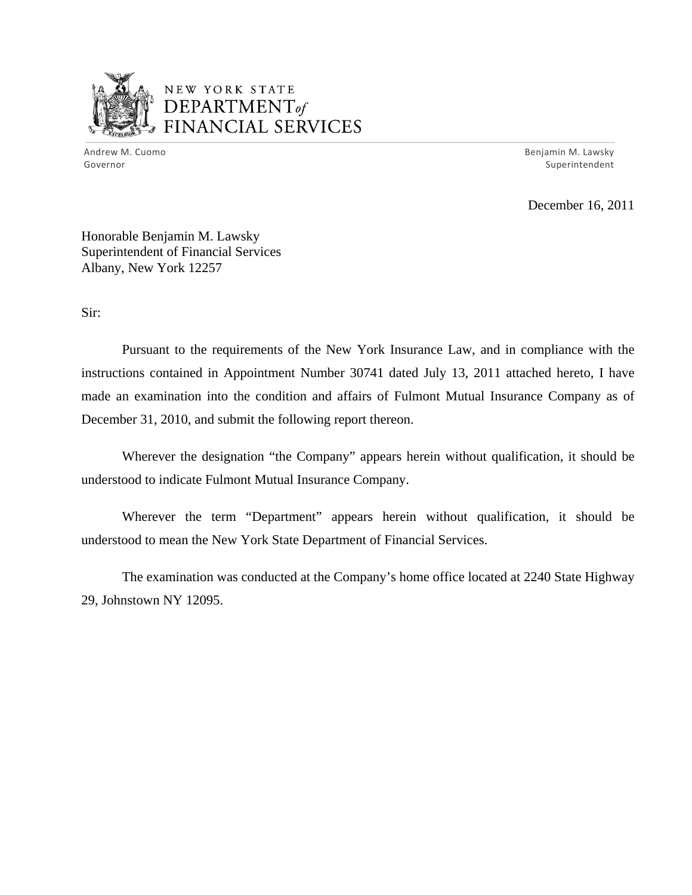NEW YORK STATE
DEPARTMENT *of*
FINANCIAL SERVICES

Andrew M. Cuomo
Governor

Benjamin M. Lawsky
Superintendent

December 16, 2011

Honorable Benjamin M. Lawsky
Superintendent of Financial Services
Albany, New York 12257

Sir:

Pursuant to the requirements of the New York Insurance Law, and in compliance with the instructions contained in Appointment Number 30741 dated July 13, 2011 attached hereto, I have made an examination into the condition and affairs of Fulmont Mutual Insurance Company as of December 31, 2010, and submit the following report thereon.

Wherever the designation "the Company" appears herein without qualification, it should be understood to indicate Fulmont Mutual Insurance Company.

Wherever the term "Department" appears herein without qualification, it should be understood to mean the New York State Department of Financial Services.

The examination was conducted at the Company's home office located at 2240 State Highway 29, Johnstown NY 12095.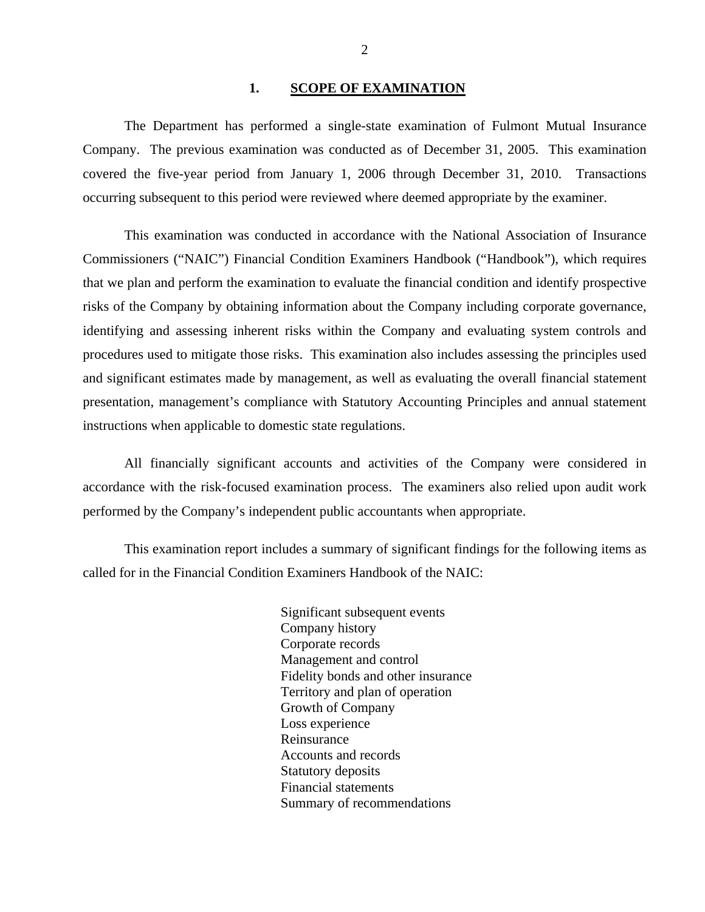## 1. SCOPE OF EXAMINATION

The Department has performed a single-state examination of Fulmont Mutual Insurance Company. The previous examination was conducted as of December 31, 2005. This examination covered the five-year period from January 1, 2006 through December 31, 2010. Transactions occurring subsequent to this period were reviewed where deemed appropriate by the examiner.

This examination was conducted in accordance with the National Association of Insurance Commissioners ("NAIC") Financial Condition Examiners Handbook ("Handbook"), which requires that we plan and perform the examination to evaluate the financial condition and identify prospective risks of the Company by obtaining information about the Company including corporate governance, identifying and assessing inherent risks within the Company and evaluating system controls and procedures used to mitigate those risks. This examination also includes assessing the principles used and significant estimates made by management, as well as evaluating the overall financial statement presentation, management's compliance with Statutory Accounting Principles and annual statement instructions when applicable to domestic state regulations.

All financially significant accounts and activities of the Company were considered in accordance with the risk-focused examination process. The examiners also relied upon audit work performed by the Company's independent public accountants when appropriate.

This examination report includes a summary of significant findings for the following items as called for in the Financial Condition Examiners Handbook of the NAIC:

- Significant subsequent events
- Company history
- Corporate records
- Management and control
- Fidelity bonds and other insurance
- Territory and plan of operation
- Growth of Company
- Loss experience
- Reinsurance
- Accounts and records
- Statutory deposits
- Financial statements
- Summary of recommendations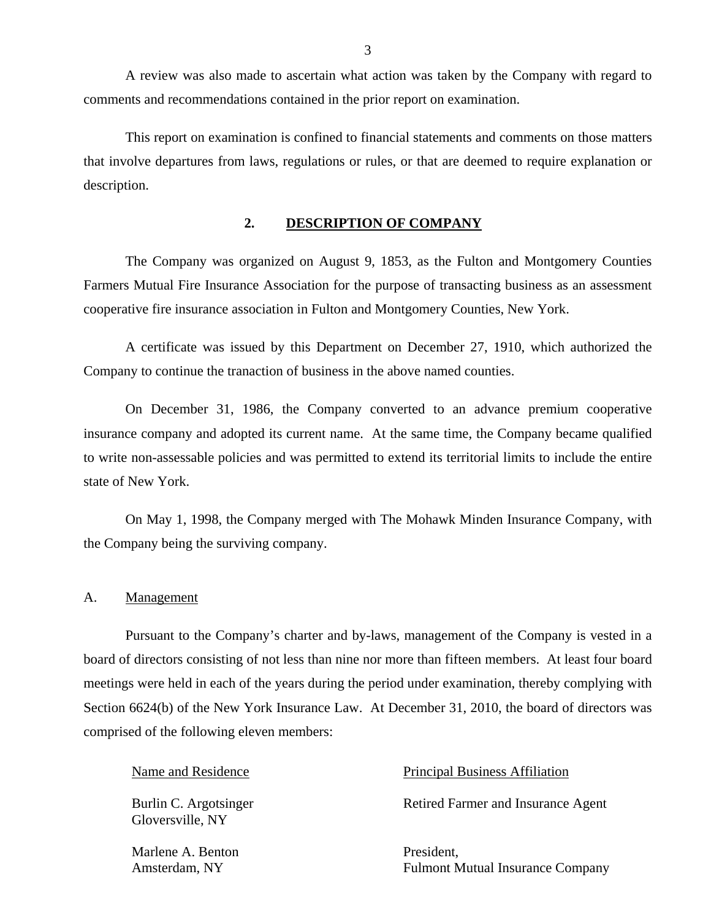A review was also made to ascertain what action was taken by the Company with regard to comments and recommendations contained in the prior report on examination.

This report on examination is confined to financial statements and comments on those matters that involve departures from laws, regulations or rules, or that are deemed to require explanation or description.

## 2. DESCRIPTION OF COMPANY

The Company was organized on August 9, 1853, as the Fulton and Montgomery Counties Farmers Mutual Fire Insurance Association for the purpose of transacting business as an assessment cooperative fire insurance association in Fulton and Montgomery Counties, New York.

A certificate was issued by this Department on December 27, 1910, which authorized the Company to continue the tranaction of business in the above named counties.

On December 31, 1986, the Company converted to an advance premium cooperative insurance company and adopted its current name. At the same time, the Company became qualified to write non-assessable policies and was permitted to extend its territorial limits to include the entire state of New York.

On May 1, 1998, the Company merged with The Mohawk Minden Insurance Company, with the Company being the surviving company.

### A. Management

Pursuant to the Company's charter and by-laws, management of the Company is vested in a board of directors consisting of not less than nine nor more than fifteen members. At least four board meetings were held in each of the years during the period under examination, thereby complying with Section 6624(b) of the New York Insurance Law. At December 31, 2010, the board of directors was comprised of the following eleven members:

| Name and Residence | Principal Business Affiliation |
|---|---|
| Burlin C. Argotsinger<br>Gloversville, NY | Retired Farmer and Insurance Agent |
| Marlene A. Benton<br>Amsterdam, NY | President,<br>Fulmont Mutual Insurance Company |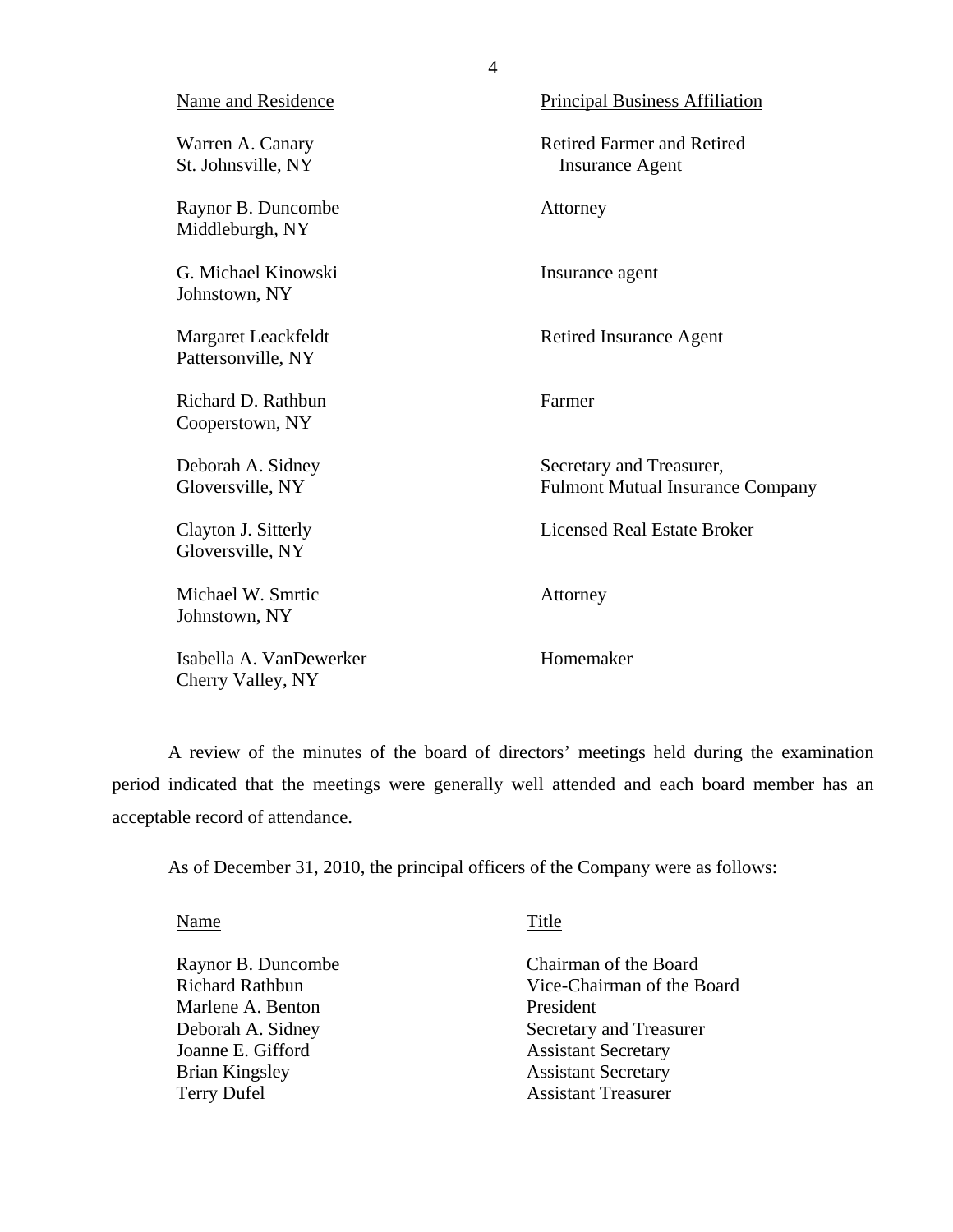| Name and Residence | Principal Business Affiliation |
|---|---|
| Warren A. Canary<br>St. Johnsville, NY | Retired Farmer and Retired Insurance Agent |
| Raynor B. Duncombe<br>Middleburgh, NY | Attorney |
| G. Michael Kinowski<br>Johnstown, NY | Insurance agent |
| Margaret Leackfeldt<br>Pattersonville, NY | Retired Insurance Agent |
| Richard D. Rathbun<br>Cooperstown, NY | Farmer |
| Deborah A. Sidney<br>Gloversville, NY | Secretary and Treasurer, Fulmont Mutual Insurance Company |
| Clayton J. Sitterly<br>Gloversville, NY | Licensed Real Estate Broker |
| Michael W. Smrtic<br>Johnstown, NY | Attorney |
| Isabella A. VanDewerker<br>Cherry Valley, NY | Homemaker |

A review of the minutes of the board of directors' meetings held during the examination period indicated that the meetings were generally well attended and each board member has an acceptable record of attendance.

As of December 31, 2010, the principal officers of the Company were as follows:

| Name | Title |
|---|---|
| Raynor B. Duncombe | Chairman of the Board |
| Richard Rathbun | Vice-Chairman of the Board |
| Marlene A. Benton | President |
| Deborah A. Sidney | Secretary and Treasurer |
| Joanne E. Gifford | Assistant Secretary |
| Brian Kingsley | Assistant Secretary |
| Terry Dufel | Assistant Treasurer |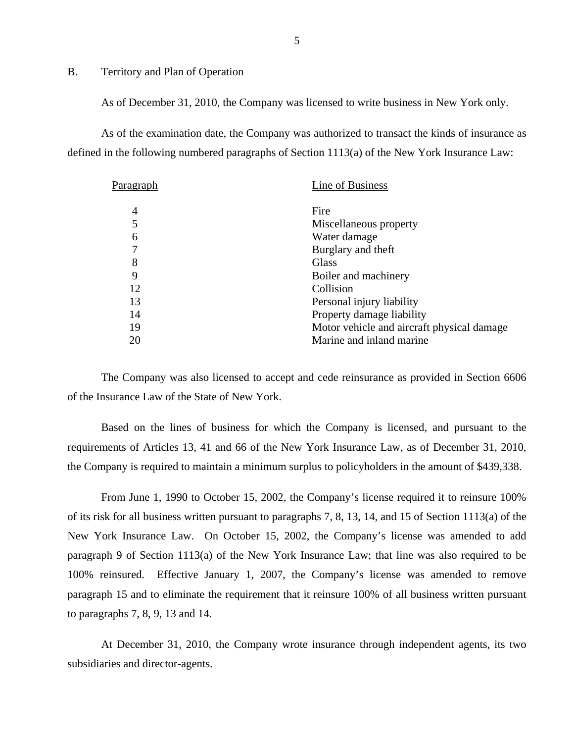## B. Territory and Plan of Operation

As of December 31, 2010, the Company was licensed to write business in New York only.

As of the examination date, the Company was authorized to transact the kinds of insurance as defined in the following numbered paragraphs of Section 1113(a) of the New York Insurance Law:

| Paragraph | Line of Business |
|---|---|
| 4 | Fire |
| 5 | Miscellaneous property |
| 6 | Water damage |
| 7 | Burglary and theft |
| 8 | Glass |
| 9 | Boiler and machinery |
| 12 | Collision |
| 13 | Personal injury liability |
| 14 | Property damage liability |
| 19 | Motor vehicle and aircraft physical damage |
| 20 | Marine and inland marine |

The Company was also licensed to accept and cede reinsurance as provided in Section 6606 of the Insurance Law of the State of New York.

Based on the lines of business for which the Company is licensed, and pursuant to the requirements of Articles 13, 41 and 66 of the New York Insurance Law, as of December 31, 2010, the Company is required to maintain a minimum surplus to policyholders in the amount of $439,338.

From June 1, 1990 to October 15, 2002, the Company's license required it to reinsure 100% of its risk for all business written pursuant to paragraphs 7, 8, 13, 14, and 15 of Section 1113(a) of the New York Insurance Law. On October 15, 2002, the Company's license was amended to add paragraph 9 of Section 1113(a) of the New York Insurance Law; that line was also required to be 100% reinsured. Effective January 1, 2007, the Company's license was amended to remove paragraph 15 and to eliminate the requirement that it reinsure 100% of all business written pursuant to paragraphs 7, 8, 9, 13 and 14.

At December 31, 2010, the Company wrote insurance through independent agents, its two subsidiaries and director-agents.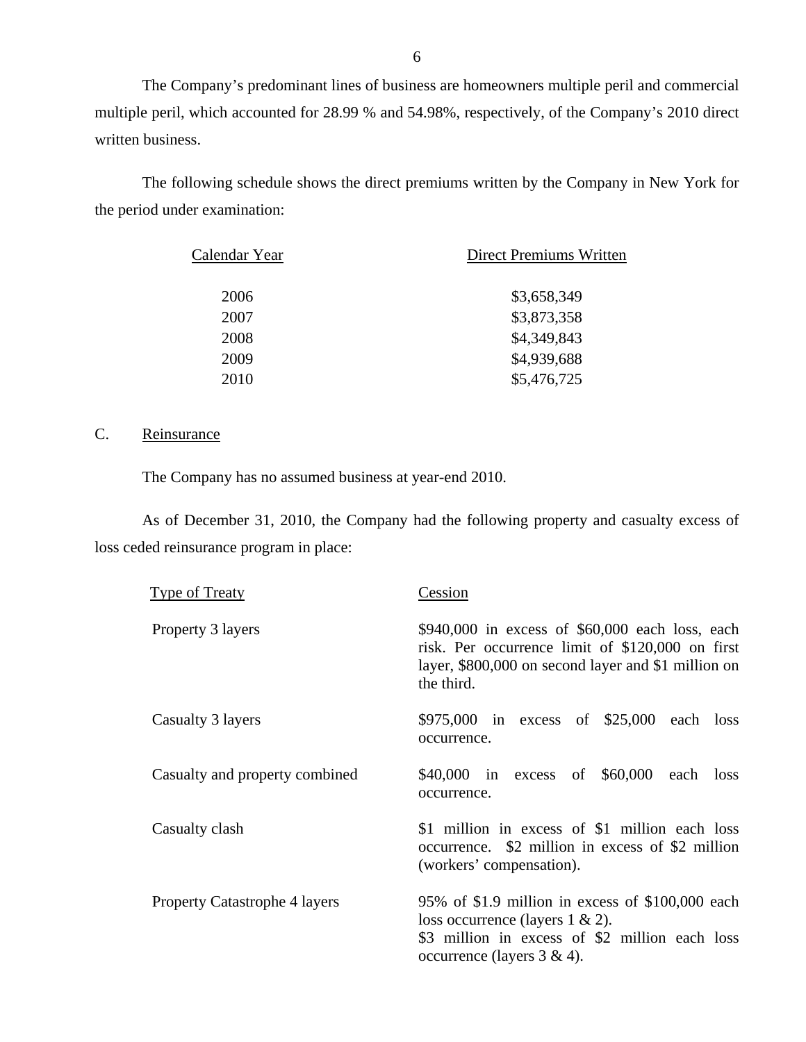The Company's predominant lines of business are homeowners multiple peril and commercial multiple peril, which accounted for 28.99 % and 54.98%, respectively, of the Company's 2010 direct written business.

The following schedule shows the direct premiums written by the Company in New York for the period under examination:

| Calendar Year | Direct Premiums Written |
|---|---|
| 2006 | $3,658,349 |
| 2007 | $3,873,358 |
| 2008 | $4,349,843 |
| 2009 | $4,939,688 |
| 2010 | $5,476,725 |

## C. Reinsurance

The Company has no assumed business at year-end 2010.

As of December 31, 2010, the Company had the following property and casualty excess of loss ceded reinsurance program in place:

| Type of Treaty | Cession |
|---|---|
| Property 3 layers | $940,000 in excess of $60,000 each loss, each risk. Per occurrence limit of $120,000 on first layer, $800,000 on second layer and $1 million on the third. |
| Casualty 3 layers | $975,000 in excess of $25,000 each loss occurrence. |
| Casualty and property combined | $40,000 in excess of $60,000 each loss occurrence. |
| Casualty clash | $1 million in excess of $1 million each loss occurrence. $2 million in excess of $2 million (workers' compensation). |
| Property Catastrophe 4 layers | 95% of $1.9 million in excess of $100,000 each loss occurrence (layers 1 & 2). $3 million in excess of $2 million each loss occurrence (layers 3 & 4). |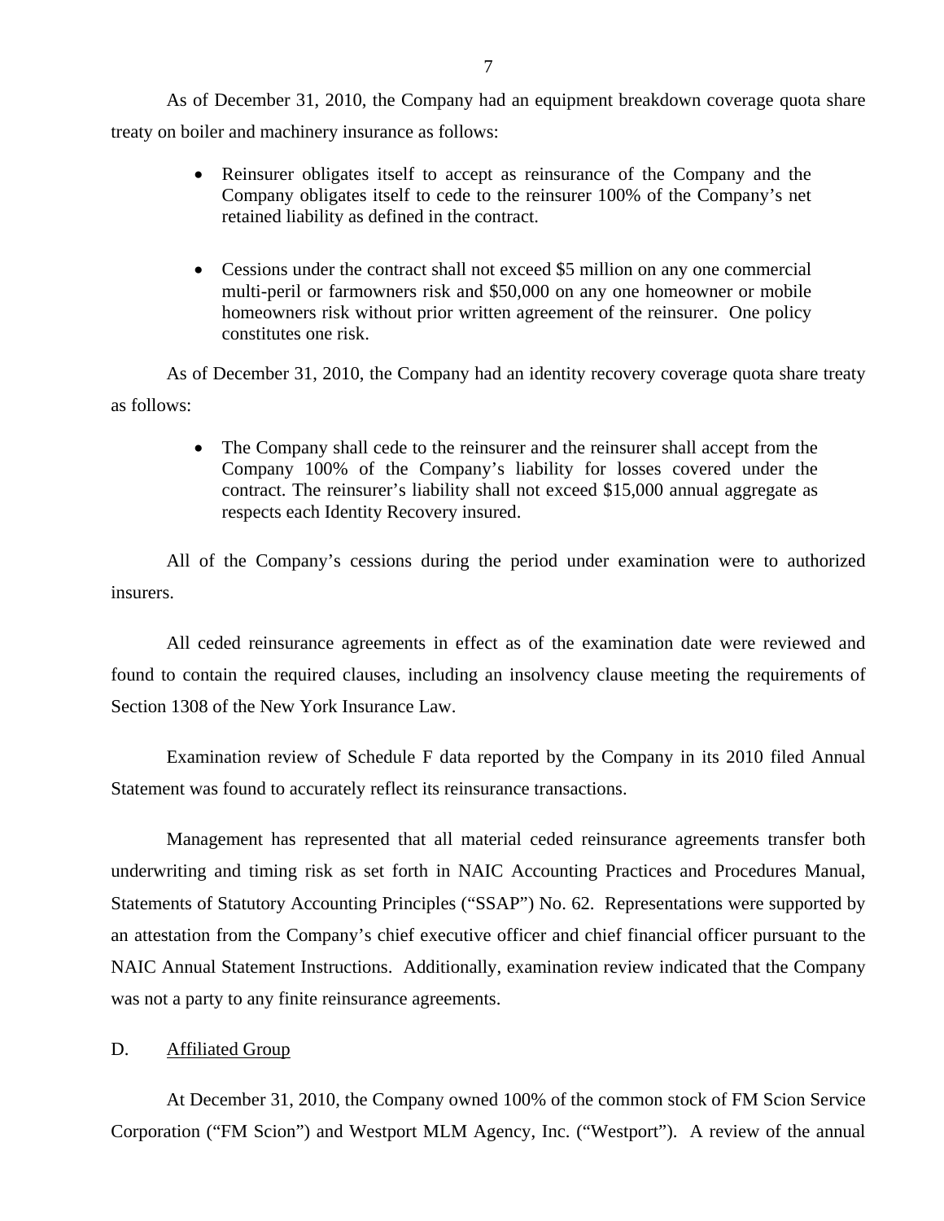As of December 31, 2010, the Company had an equipment breakdown coverage quota share treaty on boiler and machinery insurance as follows:

- Reinsurer obligates itself to accept as reinsurance of the Company and the Company obligates itself to cede to the reinsurer 100% of the Company's net retained liability as defined in the contract.

- Cessions under the contract shall not exceed $5 million on any one commercial multi-peril or farmowners risk and $50,000 on any one homeowner or mobile homeowners risk without prior written agreement of the reinsurer. One policy constitutes one risk.

As of December 31, 2010, the Company had an identity recovery coverage quota share treaty as follows:

- The Company shall cede to the reinsurer and the reinsurer shall accept from the Company 100% of the Company's liability for losses covered under the contract. The reinsurer's liability shall not exceed $15,000 annual aggregate as respects each Identity Recovery insured.

All of the Company's cessions during the period under examination were to authorized insurers.

All ceded reinsurance agreements in effect as of the examination date were reviewed and found to contain the required clauses, including an insolvency clause meeting the requirements of Section 1308 of the New York Insurance Law.

Examination review of Schedule F data reported by the Company in its 2010 filed Annual Statement was found to accurately reflect its reinsurance transactions.

Management has represented that all material ceded reinsurance agreements transfer both underwriting and timing risk as set forth in NAIC Accounting Practices and Procedures Manual, Statements of Statutory Accounting Principles ("SSAP") No. 62. Representations were supported by an attestation from the Company's chief executive officer and chief financial officer pursuant to the NAIC Annual Statement Instructions. Additionally, examination review indicated that the Company was not a party to any finite reinsurance agreements.

## D. Affiliated Group

At December 31, 2010, the Company owned 100% of the common stock of FM Scion Service Corporation ("FM Scion") and Westport MLM Agency, Inc. ("Westport"). A review of the annual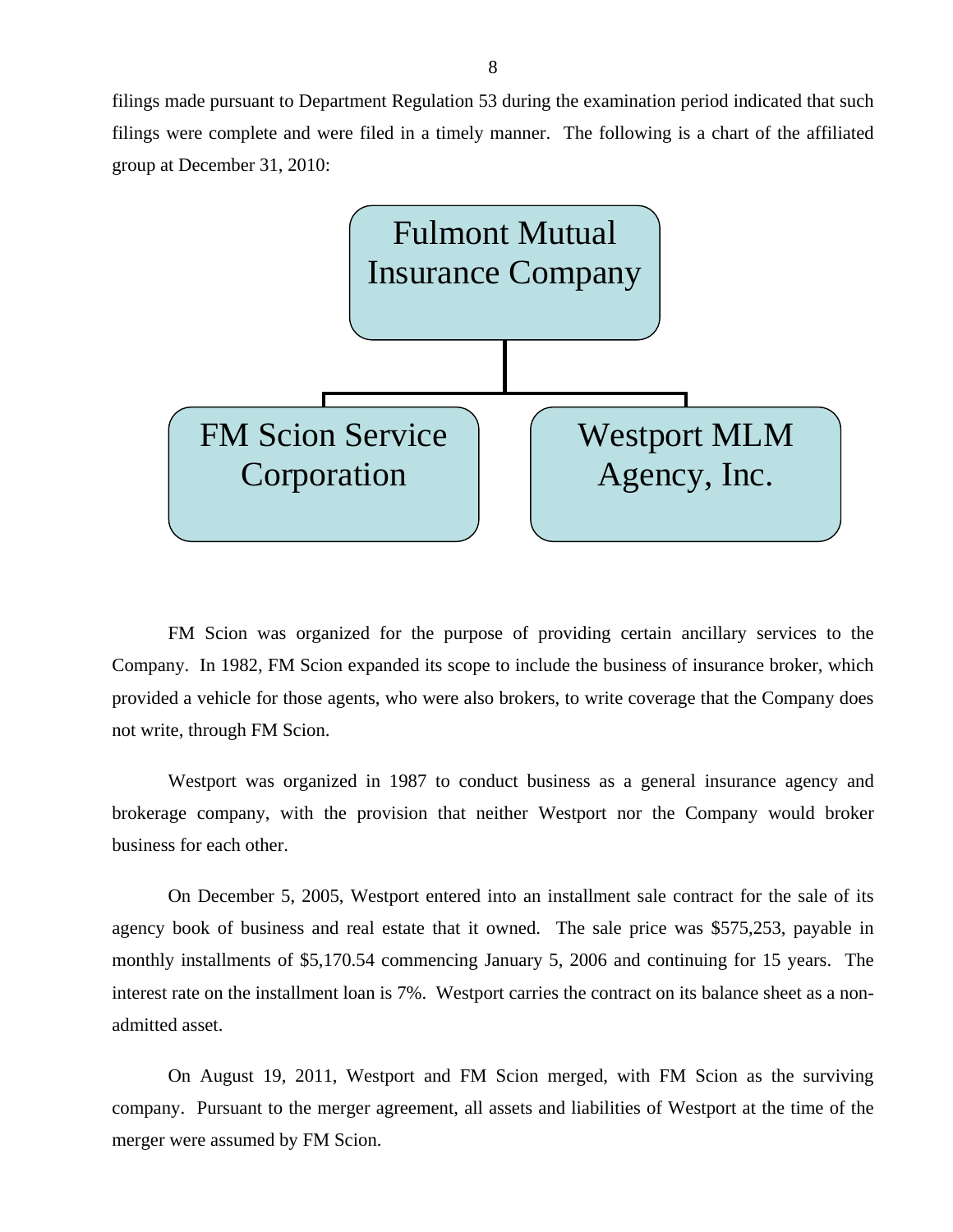filings made pursuant to Department Regulation 53 during the examination period indicated that such filings were complete and were filed in a timely manner. The following is a chart of the affiliated group at December 31, 2010:

Fulmont Mutual Insurance Company

- FM Scion Service Corporation
- Westport MLM Agency, Inc.

FM Scion was organized for the purpose of providing certain ancillary services to the Company. In 1982, FM Scion expanded its scope to include the business of insurance broker, which provided a vehicle for those agents, who were also brokers, to write coverage that the Company does not write, through FM Scion.

Westport was organized in 1987 to conduct business as a general insurance agency and brokerage company, with the provision that neither Westport nor the Company would broker business for each other.

On December 5, 2005, Westport entered into an installment sale contract for the sale of its agency book of business and real estate that it owned. The sale price was $575,253, payable in monthly installments of $5,170.54 commencing January 5, 2006 and continuing for 15 years. The interest rate on the installment loan is 7%. Westport carries the contract on its balance sheet as a non-admitted asset.

On August 19, 2011, Westport and FM Scion merged, with FM Scion as the surviving company. Pursuant to the merger agreement, all assets and liabilities of Westport at the time of the merger were assumed by FM Scion.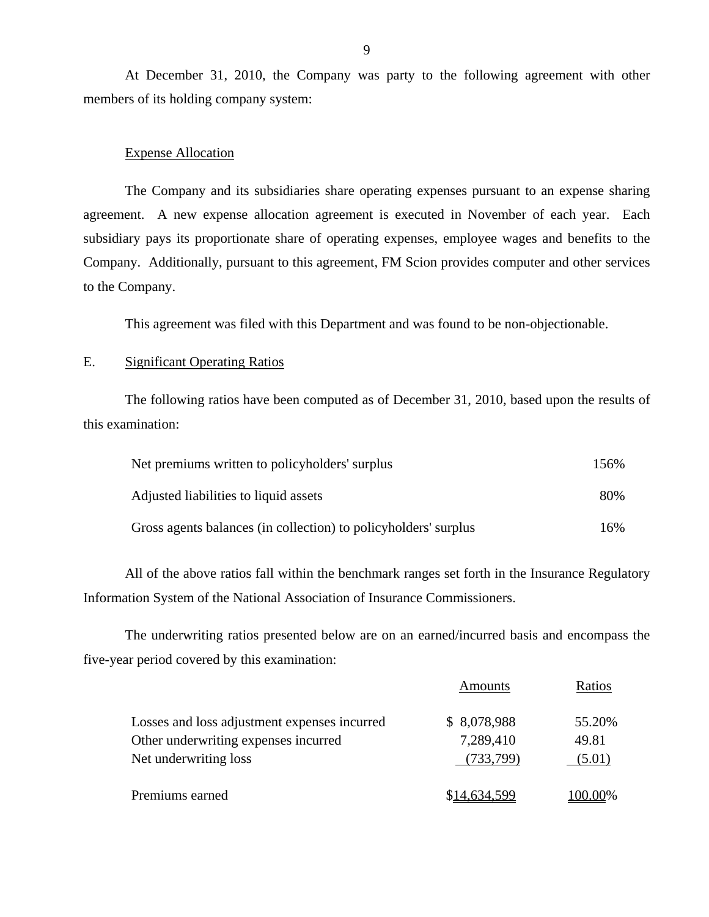At December 31, 2010, the Company was party to the following agreement with other members of its holding company system:

Expense Allocation

The Company and its subsidiaries share operating expenses pursuant to an expense sharing agreement. A new expense allocation agreement is executed in November of each year. Each subsidiary pays its proportionate share of operating expenses, employee wages and benefits to the Company. Additionally, pursuant to this agreement, FM Scion provides computer and other services to the Company.

This agreement was filed with this Department and was found to be non-objectionable.

## E. Significant Operating Ratios

The following ratios have been computed as of December 31, 2010, based upon the results of this examination:

| | |
|---|---|
| Net premiums written to policyholders' surplus | 156% |
| Adjusted liabilities to liquid assets | 80% |
| Gross agents balances (in collection) to policyholders' surplus | 16% |

All of the above ratios fall within the benchmark ranges set forth in the Insurance Regulatory Information System of the National Association of Insurance Commissioners.

The underwriting ratios presented below are on an earned/incurred basis and encompass the five-year period covered by this examination:

| | Amounts | Ratios |
|---|---|---|
| Losses and loss adjustment expenses incurred | $ 8,078,988 | 55.20% |
| Other underwriting expenses incurred | 7,289,410 | 49.81 |
| Net underwriting loss | (733,799) | (5.01) |
| Premiums earned | $14,634,599 | 100.00% |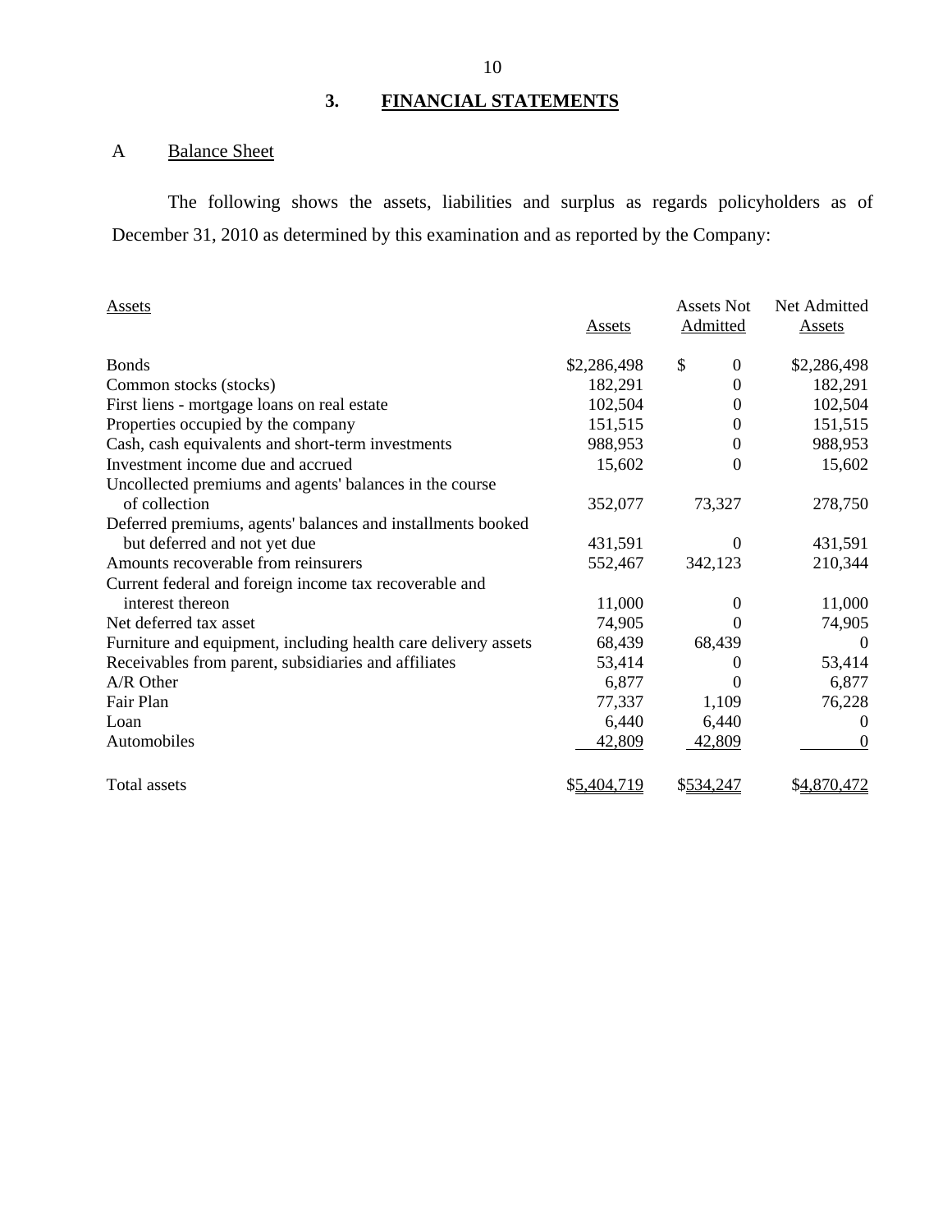## 3. FINANCIAL STATEMENTS

### A Balance Sheet

The following shows the assets, liabilities and surplus as regards policyholders as of December 31, 2010 as determined by this examination and as reported by the Company:

| Assets | Assets | Assets Not Admitted | Net Admitted Assets |
|---|---|---|---|
| Bonds | $2,286,498 | $ 0 | $2,286,498 |
| Common stocks (stocks) | 182,291 | 0 | 182,291 |
| First liens - mortgage loans on real estate | 102,504 | 0 | 102,504 |
| Properties occupied by the company | 151,515 | 0 | 151,515 |
| Cash, cash equivalents and short-term investments | 988,953 | 0 | 988,953 |
| Investment income due and accrued | 15,602 | 0 | 15,602 |
| Uncollected premiums and agents' balances in the course of collection | 352,077 | 73,327 | 278,750 |
| Deferred premiums, agents' balances and installments booked but deferred and not yet due | 431,591 | 0 | 431,591 |
| Amounts recoverable from reinsurers | 552,467 | 342,123 | 210,344 |
| Current federal and foreign income tax recoverable and interest thereon | 11,000 | 0 | 11,000 |
| Net deferred tax asset | 74,905 | 0 | 74,905 |
| Furniture and equipment, including health care delivery assets | 68,439 | 68,439 | 0 |
| Receivables from parent, subsidiaries and affiliates | 53,414 | 0 | 53,414 |
| A/R Other | 6,877 | 0 | 6,877 |
| Fair Plan | 77,337 | 1,109 | 76,228 |
| Loan | 6,440 | 6,440 | 0 |
| Automobiles | 42,809 | 42,809 | 0 |
| Total assets | $5,404,719 | $534,247 | $4,870,472 |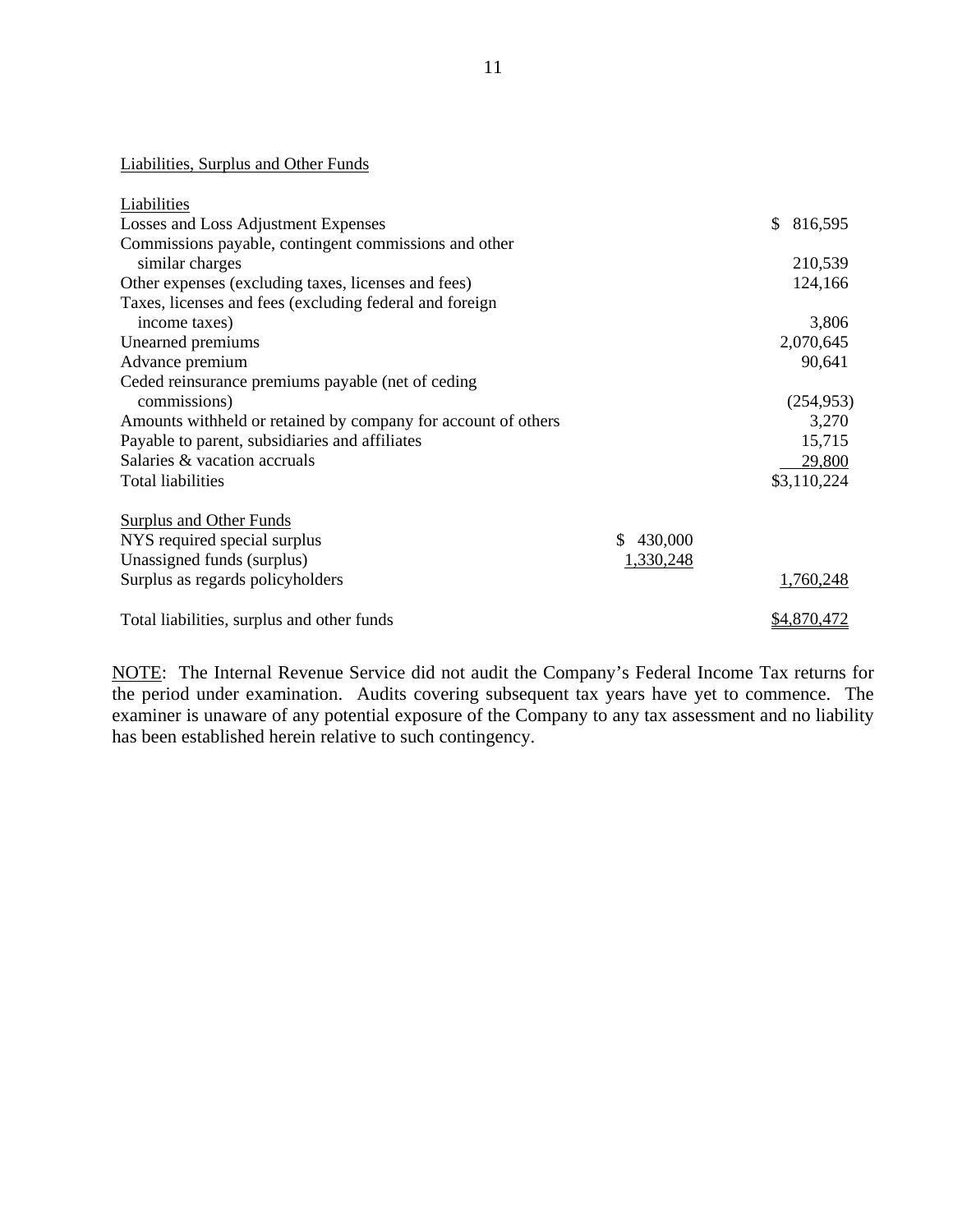Liabilities, Surplus and Other Funds

| Liabilities | | |
|---|---|---|
| Losses and Loss Adjustment Expenses | | $ 816,595 |
| Commissions payable, contingent commissions and other similar charges | | 210,539 |
| Other expenses (excluding taxes, licenses and fees) | | 124,166 |
| Taxes, licenses and fees (excluding federal and foreign income taxes) | | 3,806 |
| Unearned premiums | | 2,070,645 |
| Advance premium | | 90,641 |
| Ceded reinsurance premiums payable (net of ceding commissions) | | (254,953) |
| Amounts withheld or retained by company for account of others | | 3,270 |
| Payable to parent, subsidiaries and affiliates | | 15,715 |
| Salaries & vacation accruals | | 29,800 |
| Total liabilities | | $3,110,224 |
| | | |
| Surplus and Other Funds | | |
| NYS required special surplus | $ 430,000 | |
| Unassigned funds (surplus) | 1,330,248 | |
| Surplus as regards policyholders | | 1,760,248 |
| | | |
| Total liabilities, surplus and other funds | | $4,870,472 |

NOTE: The Internal Revenue Service did not audit the Company's Federal Income Tax returns for the period under examination. Audits covering subsequent tax years have yet to commence. The examiner is unaware of any potential exposure of the Company to any tax assessment and no liability has been established herein relative to such contingency.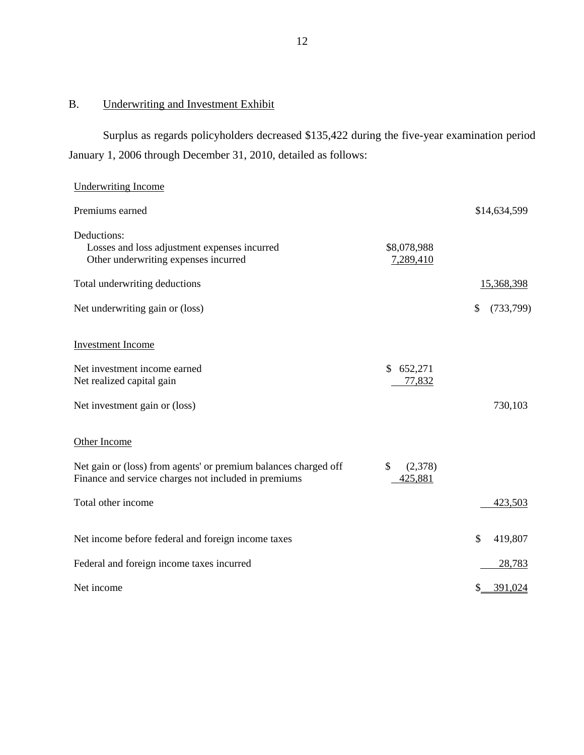## B. Underwriting and Investment Exhibit

Surplus as regards policyholders decreased $135,422 during the five-year examination period January 1, 2006 through December 31, 2010, detailed as follows:

| | | |
|---|---|---|
| Underwriting Income | | |
| Premiums earned | | $14,634,599 |
| Deductions: | | |
| Losses and loss adjustment expenses incurred | $8,078,988 | |
| Other underwriting expenses incurred | 7,289,410 | |
| Total underwriting deductions | | 15,368,398 |
| Net underwriting gain or (loss) | | $ (733,799) |
| Investment Income | | |
| Net investment income earned | $ 652,271 | |
| Net realized capital gain | 77,832 | |
| Net investment gain or (loss) | | 730,103 |
| Other Income | | |
| Net gain or (loss) from agents' or premium balances charged off | $ (2,378) | |
| Finance and service charges not included in premiums | 425,881 | |
| Total other income | | 423,503 |
| Net income before federal and foreign income taxes | | $ 419,807 |
| Federal and foreign income taxes incurred | | 28,783 |
| Net income | | $ 391,024 |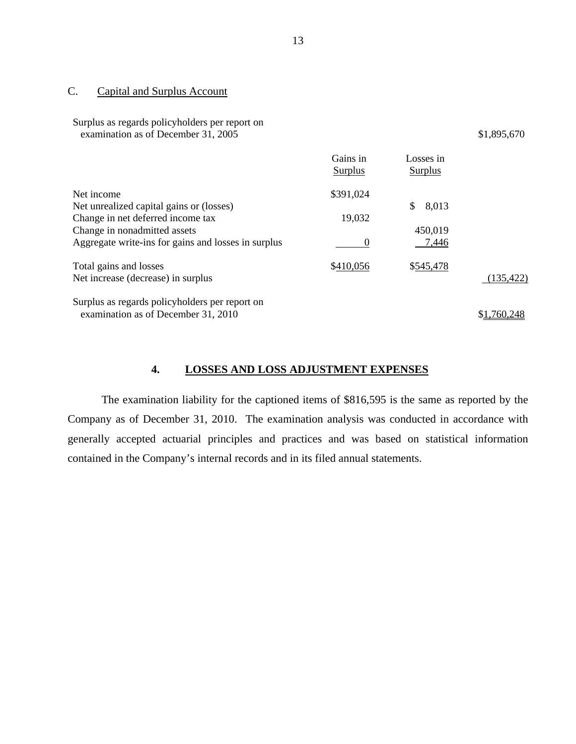## C. Capital and Surplus Account

| | Gains in Surplus | Losses in Surplus | |
|---|---|---|---|
| Surplus as regards policyholders per report on examination as of December 31, 2005 | | | $1,895,670 |
| Net income | $391,024 | | |
| Net unrealized capital gains or (losses) | | $ 8,013 | |
| Change in net deferred income tax | 19,032 | | |
| Change in nonadmitted assets | | 450,019 | |
| Aggregate write-ins for gains and losses in surplus | 0 | 7,446 | |
| Total gains and losses | $410,056 | $545,478 | |
| Net increase (decrease) in surplus | | | (135,422) |
| Surplus as regards policyholders per report on examination as of December 31, 2010 | | | $1,760,248 |

## 4. LOSSES AND LOSS ADJUSTMENT EXPENSES

The examination liability for the captioned items of $816,595 is the same as reported by the Company as of December 31, 2010. The examination analysis was conducted in accordance with generally accepted actuarial principles and practices and was based on statistical information contained in the Company's internal records and in its filed annual statements.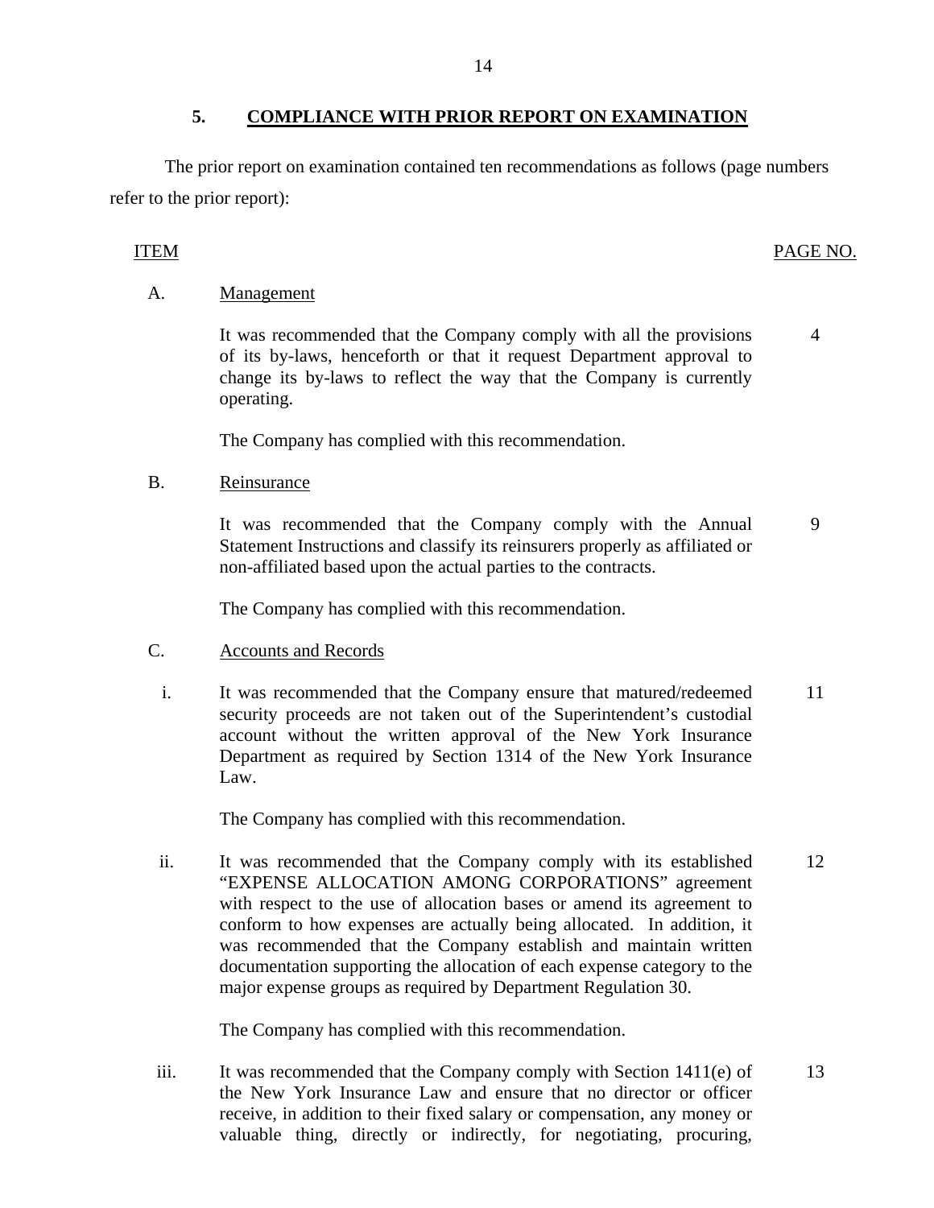## 5. COMPLIANCE WITH PRIOR REPORT ON EXAMINATION

The prior report on examination contained ten recommendations as follows (page numbers refer to the prior report):

| ITEM | | PAGE NO. |
|---|---|---|
| A. | Management | |
| | It was recommended that the Company comply with all the provisions of its by-laws, henceforth or that it request Department approval to change its by-laws to reflect the way that the Company is currently operating. | 4 |
| | The Company has complied with this recommendation. | |
| B. | Reinsurance | |
| | It was recommended that the Company comply with the Annual Statement Instructions and classify its reinsurers properly as affiliated or non-affiliated based upon the actual parties to the contracts. | 9 |
| | The Company has complied with this recommendation. | |
| C. | Accounts and Records | |
| i. | It was recommended that the Company ensure that matured/redeemed security proceeds are not taken out of the Superintendent's custodial account without the written approval of the New York Insurance Department as required by Section 1314 of the New York Insurance Law. | 11 |
| | The Company has complied with this recommendation. | |
| ii. | It was recommended that the Company comply with its established "EXPENSE ALLOCATION AMONG CORPORATIONS" agreement with respect to the use of allocation bases or amend its agreement to conform to how expenses are actually being allocated. In addition, it was recommended that the Company establish and maintain written documentation supporting the allocation of each expense category to the major expense groups as required by Department Regulation 30. | 12 |
| | The Company has complied with this recommendation. | |
| iii. | It was recommended that the Company comply with Section 1411(e) of the New York Insurance Law and ensure that no director or officer receive, in addition to their fixed salary or compensation, any money or valuable thing, directly or indirectly, for negotiating, procuring, | 13 |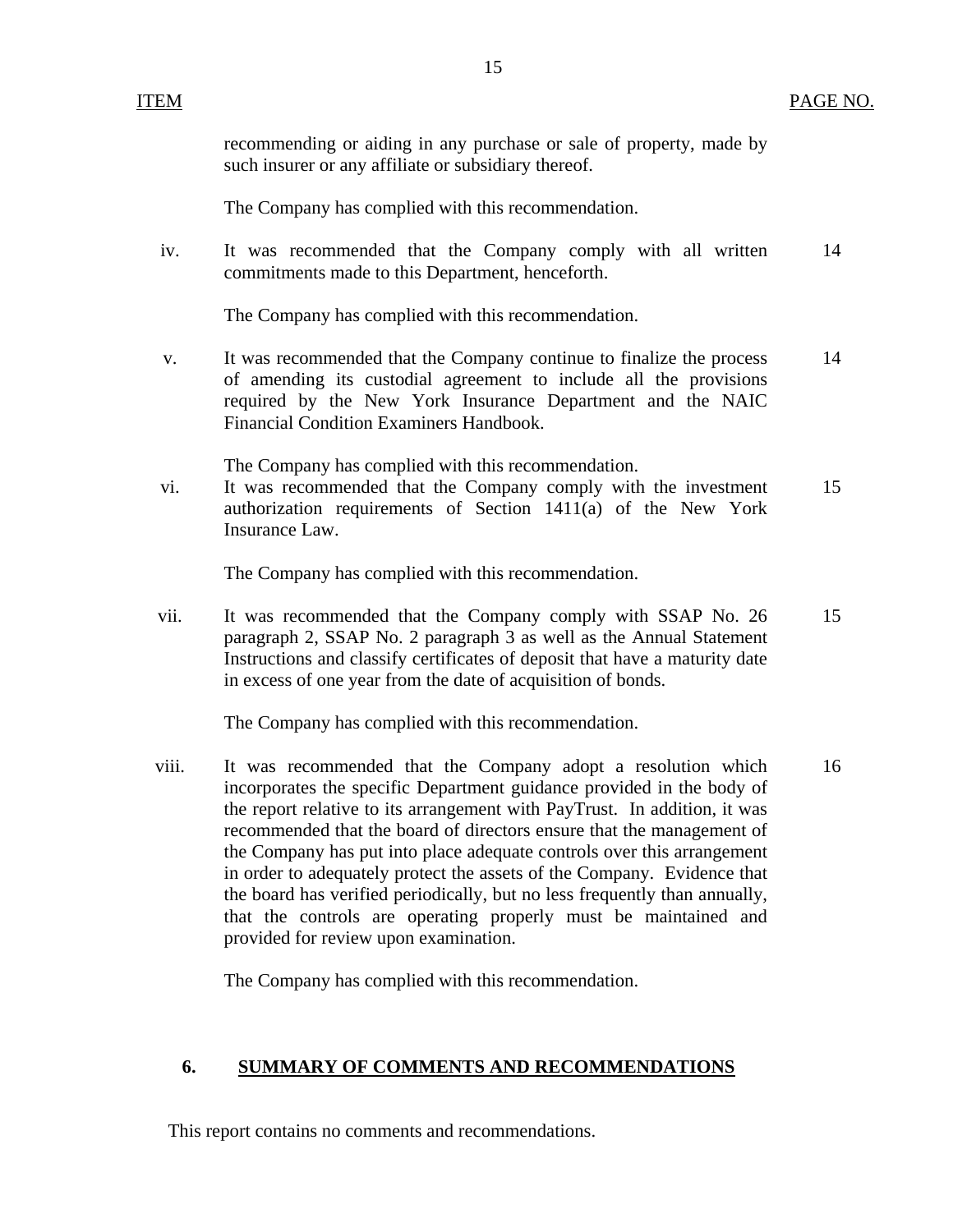| ITEM | | PAGE NO. |
|---|---|---|
| | recommending or aiding in any purchase or sale of property, made by such insurer or any affiliate or subsidiary thereof. | |
| | The Company has complied with this recommendation. | |
| iv. | It was recommended that the Company comply with all written commitments made to this Department, henceforth. | 14 |
| | The Company has complied with this recommendation. | |
| v. | It was recommended that the Company continue to finalize the process of amending its custodial agreement to include all the provisions required by the New York Insurance Department and the NAIC Financial Condition Examiners Handbook. | 14 |
| | The Company has complied with this recommendation. | |
| vi. | It was recommended that the Company comply with the investment authorization requirements of Section 1411(a) of the New York Insurance Law. | 15 |
| | The Company has complied with this recommendation. | |
| vii. | It was recommended that the Company comply with SSAP No. 26 paragraph 2, SSAP No. 2 paragraph 3 as well as the Annual Statement Instructions and classify certificates of deposit that have a maturity date in excess of one year from the date of acquisition of bonds. | 15 |
| | The Company has complied with this recommendation. | |
| viii. | It was recommended that the Company adopt a resolution which incorporates the specific Department guidance provided in the body of the report relative to its arrangement with PayTrust. In addition, it was recommended that the board of directors ensure that the management of the Company has put into place adequate controls over this arrangement in order to adequately protect the assets of the Company. Evidence that the board has verified periodically, but no less frequently than annually, that the controls are operating properly must be maintained and provided for review upon examination. | 16 |
| | The Company has complied with this recommendation. | |

## 6. SUMMARY OF COMMENTS AND RECOMMENDATIONS

This report contains no comments and recommendations.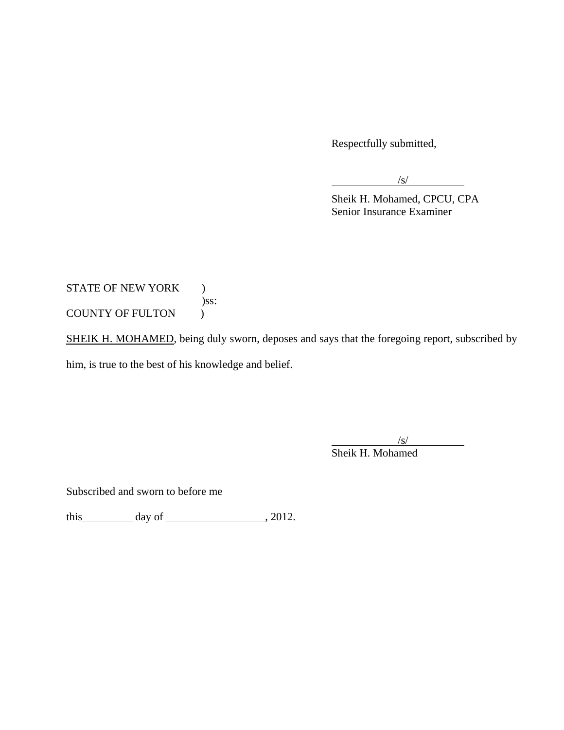Respectfully submitted,

/s/

Sheik H. Mohamed, CPCU, CPA
Senior Insurance Examiner

STATE OF NEW YORK )
)ss:
COUNTY OF FULTON )

SHEIK H. MOHAMED, being duly sworn, deposes and says that the foregoing report, subscribed by him, is true to the best of his knowledge and belief.

/s/

Sheik H. Mohamed

Subscribed and sworn to before me

this __________ day of __________________, 2012.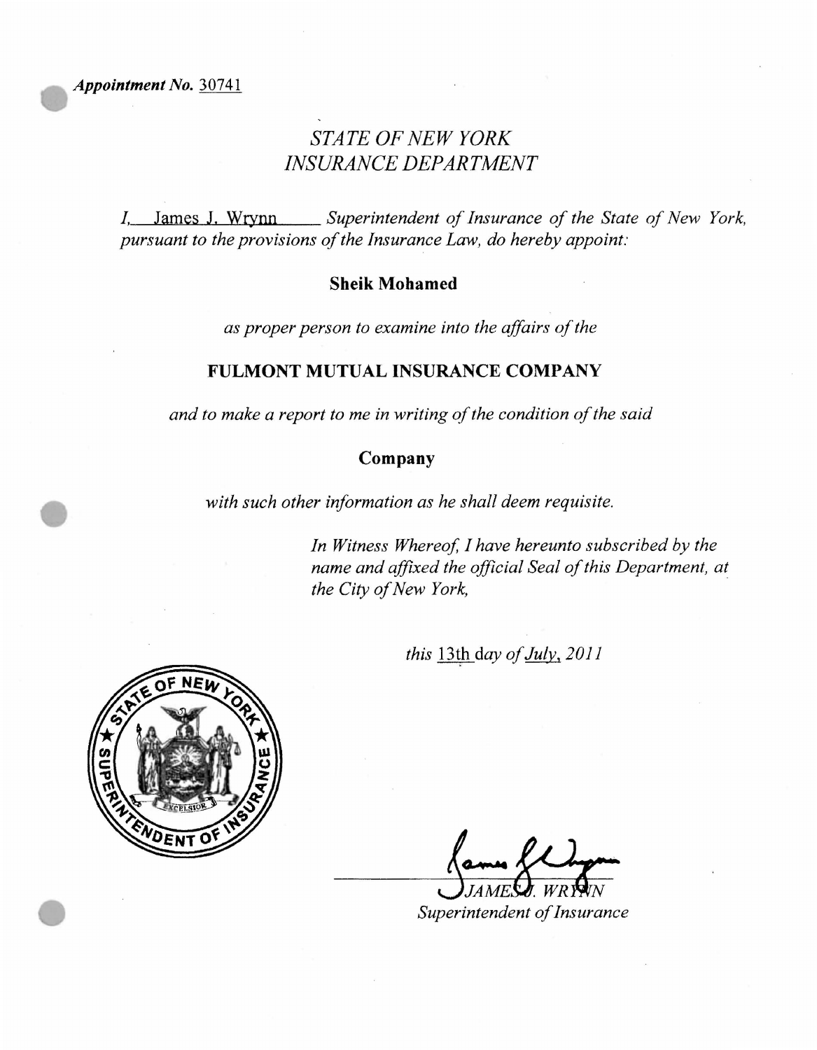***Appointment No.*** 30741

*STATE OF NEW YORK*
*INSURANCE DEPARTMENT*

*I,* James J. Wrynn *Superintendent of Insurance of the State of New York, pursuant to the provisions of the Insurance Law, do hereby appoint:*

**Sheik Mohamed**

*as proper person to examine into the affairs of the*

**FULMONT MUTUAL INSURANCE COMPANY**

*and to make a report to me in writing of the condition of the said*

**Company**

*with such other information as he shall deem requisite.*

*In Witness Whereof, I have hereunto subscribed by the name and affixed the official Seal of this Department, at the City of New York,*

*this* 13th *day of July, 2011*

*JAMES J. WRYNN*
*Superintendent of Insurance*